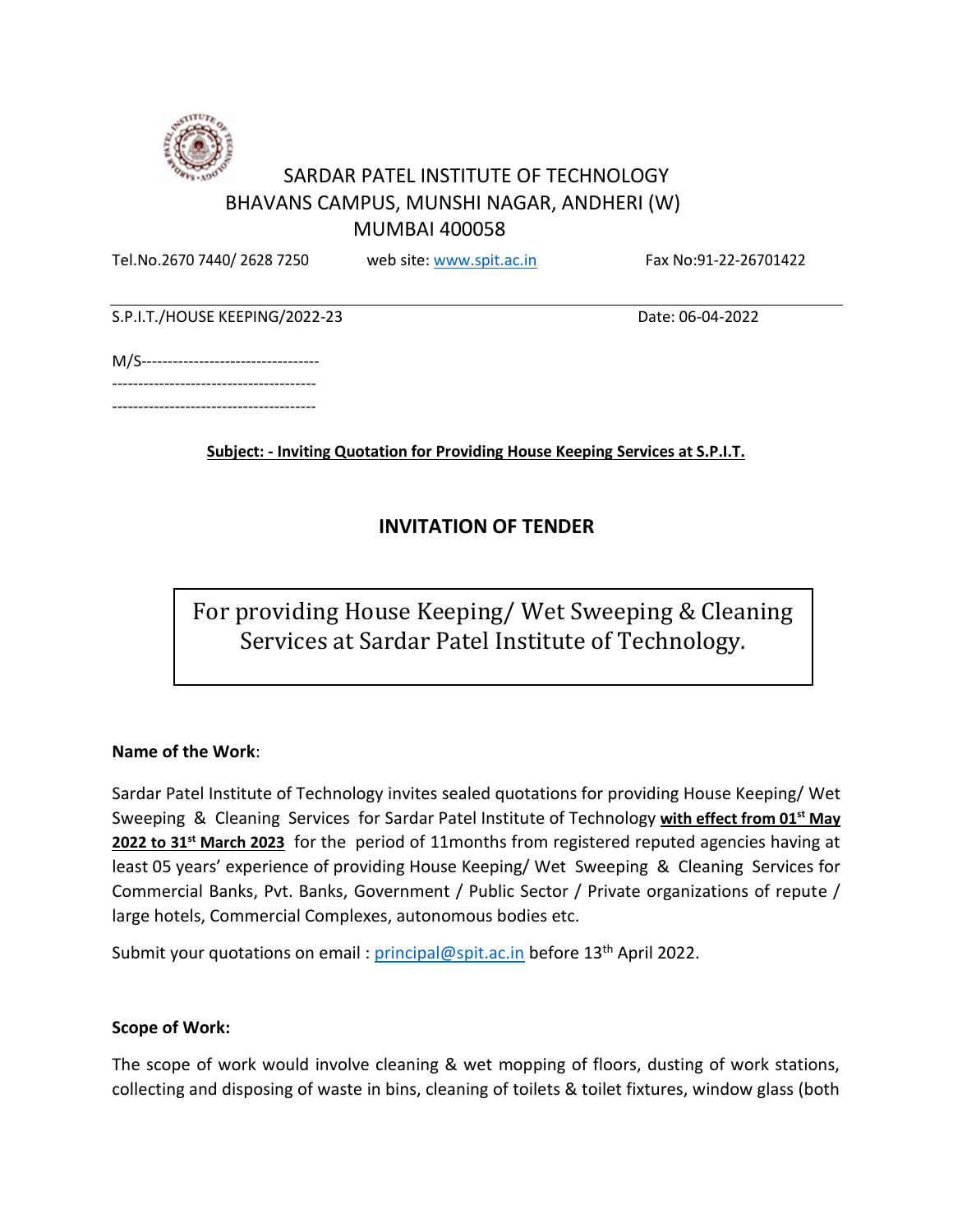# SARDAR PATEL INSTITUTE OF TECHNOLOGY
## BHAVANS CAMPUS, MUNSHI NAGAR, ANDHERI (W)
## MUMBAI 400058

Tel.No.2670 7440/ 2628 7250 web site: www.spit.ac.in Fax No:91-22-26701422

S.P.I.T./HOUSE KEEPING/2022-23 Date: 06-04-2022

M/S---------------------------------
--------------------------------------
--------------------------------------

**Subject: - Inviting Quotation for Providing House Keeping Services at S.P.I.T.**

## INVITATION OF TENDER

For providing House Keeping/ Wet Sweeping & Cleaning Services at Sardar Patel Institute of Technology.

**Name of the Work**:

Sardar Patel Institute of Technology invites sealed quotations for providing House Keeping/ Wet Sweeping & Cleaning Services for Sardar Patel Institute of Technology **with effect from 01st May 2022 to 31st March 2023** for the period of 11months from registered reputed agencies having at least 05 years' experience of providing House Keeping/ Wet Sweeping & Cleaning Services for Commercial Banks, Pvt. Banks, Government / Public Sector / Private organizations of repute / large hotels, Commercial Complexes, autonomous bodies etc.

Submit your quotations on email : principal@spit.ac.in before 13th April 2022.

**Scope of Work:**

The scope of work would involve cleaning & wet mopping of floors, dusting of work stations, collecting and disposing of waste in bins, cleaning of toilets & toilet fixtures, window glass (both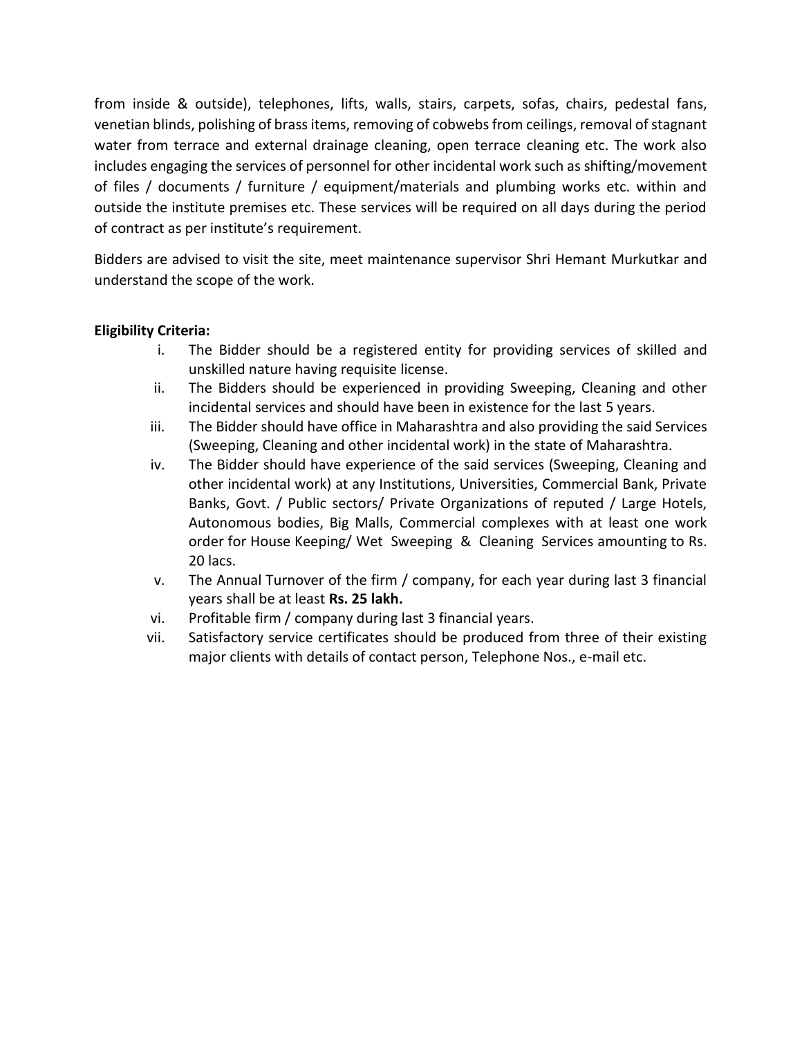from inside & outside), telephones, lifts, walls, stairs, carpets, sofas, chairs, pedestal fans, venetian blinds, polishing of brass items, removing of cobwebs from ceilings, removal of stagnant water from terrace and external drainage cleaning, open terrace cleaning etc. The work also includes engaging the services of personnel for other incidental work such as shifting/movement of files / documents / furniture / equipment/materials and plumbing works etc. within and outside the institute premises etc. These services will be required on all days during the period of contract as per institute's requirement.

Bidders are advised to visit the site, meet maintenance supervisor Shri Hemant Murkutkar and understand the scope of the work.

**Eligibility Criteria:**

i. The Bidder should be a registered entity for providing services of skilled and unskilled nature having requisite license.

ii. The Bidders should be experienced in providing Sweeping, Cleaning and other incidental services and should have been in existence for the last 5 years.

iii. The Bidder should have office in Maharashtra and also providing the said Services (Sweeping, Cleaning and other incidental work) in the state of Maharashtra.

iv. The Bidder should have experience of the said services (Sweeping, Cleaning and other incidental work) at any Institutions, Universities, Commercial Bank, Private Banks, Govt. / Public sectors/ Private Organizations of reputed / Large Hotels, Autonomous bodies, Big Malls, Commercial complexes with at least one work order for House Keeping/ Wet Sweeping & Cleaning Services amounting to Rs. 20 lacs.

v. The Annual Turnover of the firm / company, for each year during last 3 financial years shall be at least **Rs. 25 lakh.**

vi. Profitable firm / company during last 3 financial years.

vii. Satisfactory service certificates should be produced from three of their existing major clients with details of contact person, Telephone Nos., e-mail etc.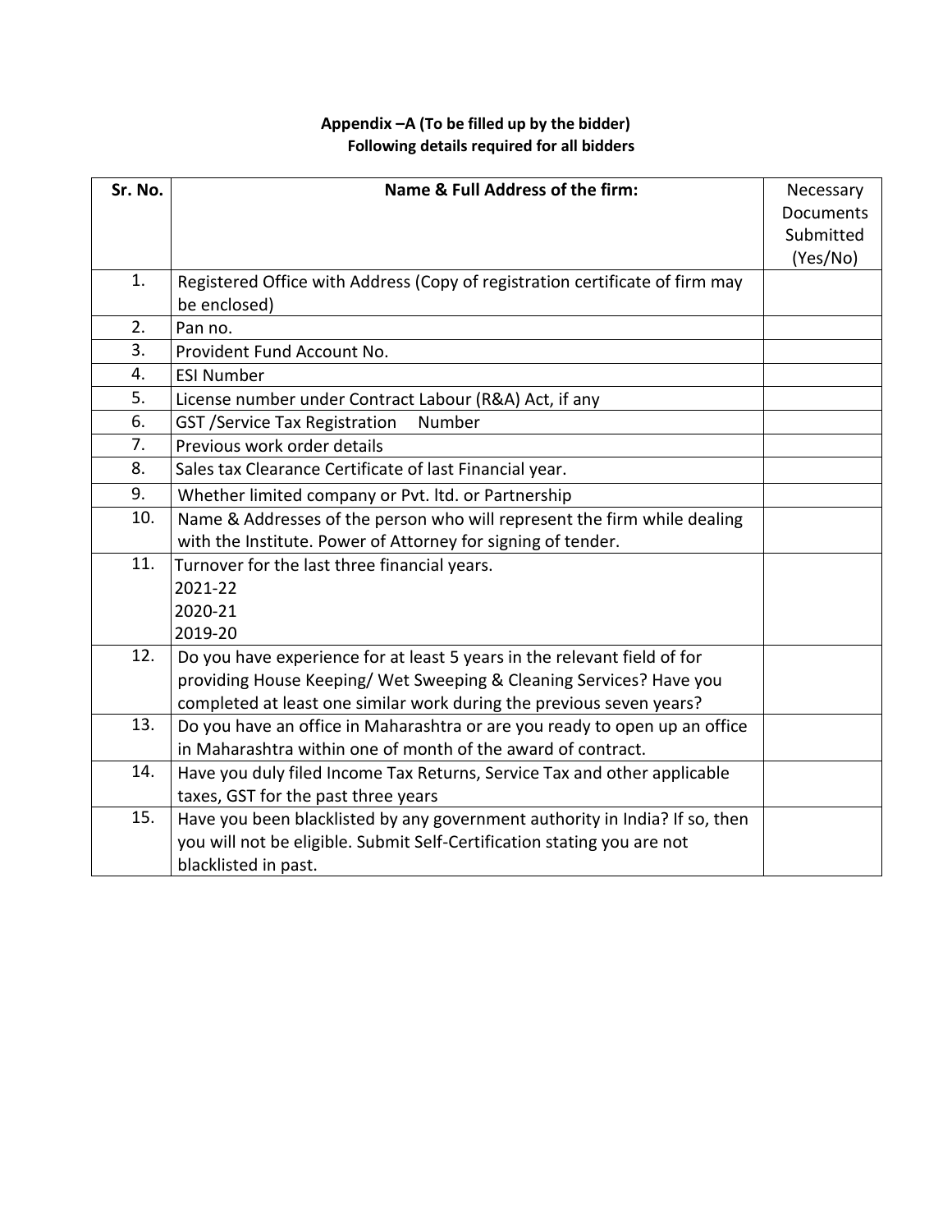**Appendix –A (To be filled up by the bidder)**
**Following details required for all bidders**

| Sr. No. | Name & Full Address of the firm: | Necessary Documents Submitted (Yes/No) |
|---|---|---|
| 1. | Registered Office with Address (Copy of registration certificate of firm may be enclosed) | |
| 2. | Pan no. | |
| 3. | Provident Fund Account No. | |
| 4. | ESI Number | |
| 5. | License number under Contract Labour (R&A) Act, if any | |
| 6. | GST /Service Tax Registration Number | |
| 7. | Previous work order details | |
| 8. | Sales tax Clearance Certificate of last Financial year. | |
| 9. | Whether limited company or Pvt. ltd. or Partnership | |
| 10. | Name & Addresses of the person who will represent the firm while dealing with the Institute. Power of Attorney for signing of tender. | |
| 11. | Turnover for the last three financial years.<br>2021-22<br>2020-21<br>2019-20 | |
| 12. | Do you have experience for at least 5 years in the relevant field of for providing House Keeping/ Wet Sweeping & Cleaning Services? Have you completed at least one similar work during the previous seven years? | |
| 13. | Do you have an office in Maharashtra or are you ready to open up an office in Maharashtra within one of month of the award of contract. | |
| 14. | Have you duly filed Income Tax Returns, Service Tax and other applicable taxes, GST for the past three years | |
| 15. | Have you been blacklisted by any government authority in India? If so, then you will not be eligible. Submit Self-Certification stating you are not blacklisted in past. | |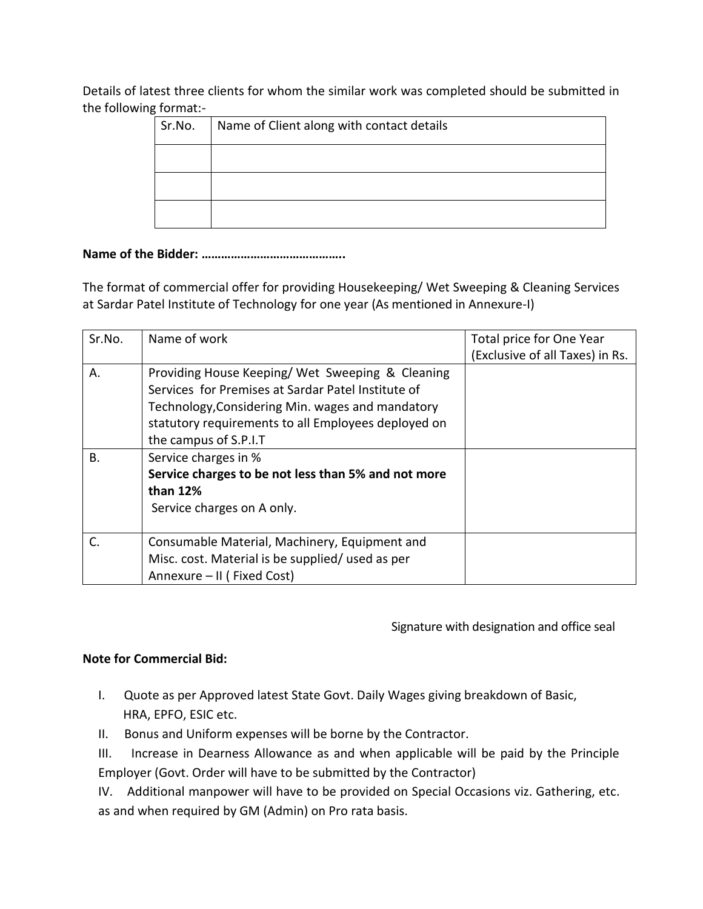Details of latest three clients for whom the similar work was completed should be submitted in the following format:-

| Sr.No. | Name of Client along with contact details |
|---|---|
| | |
| | |
| | |

**Name of the Bidder: ……………………………………..**

The format of commercial offer for providing Housekeeping/ Wet Sweeping & Cleaning Services at Sardar Patel Institute of Technology for one year (As mentioned in Annexure-I)

| Sr.No. | Name of work | Total price for One Year (Exclusive of all Taxes) in Rs. |
|---|---|---|
| A. | Providing House Keeping/ Wet Sweeping & Cleaning Services for Premises at Sardar Patel Institute of Technology,Considering Min. wages and mandatory statutory requirements to all Employees deployed on the campus of S.P.I.T | |
| B. | Service charges in % **Service charges to be not less than 5% and not more than 12%** Service charges on A only. | |
| C. | Consumable Material, Machinery, Equipment and Misc. cost. Material is be supplied/ used as per Annexure – II ( Fixed Cost) | |

Signature with designation and office seal

**Note for Commercial Bid:**

I. Quote as per Approved latest State Govt. Daily Wages giving breakdown of Basic, HRA, EPFO, ESIC etc.

II. Bonus and Uniform expenses will be borne by the Contractor.

III. Increase in Dearness Allowance as and when applicable will be paid by the Principle Employer (Govt. Order will have to be submitted by the Contractor)

IV. Additional manpower will have to be provided on Special Occasions viz. Gathering, etc. as and when required by GM (Admin) on Pro rata basis.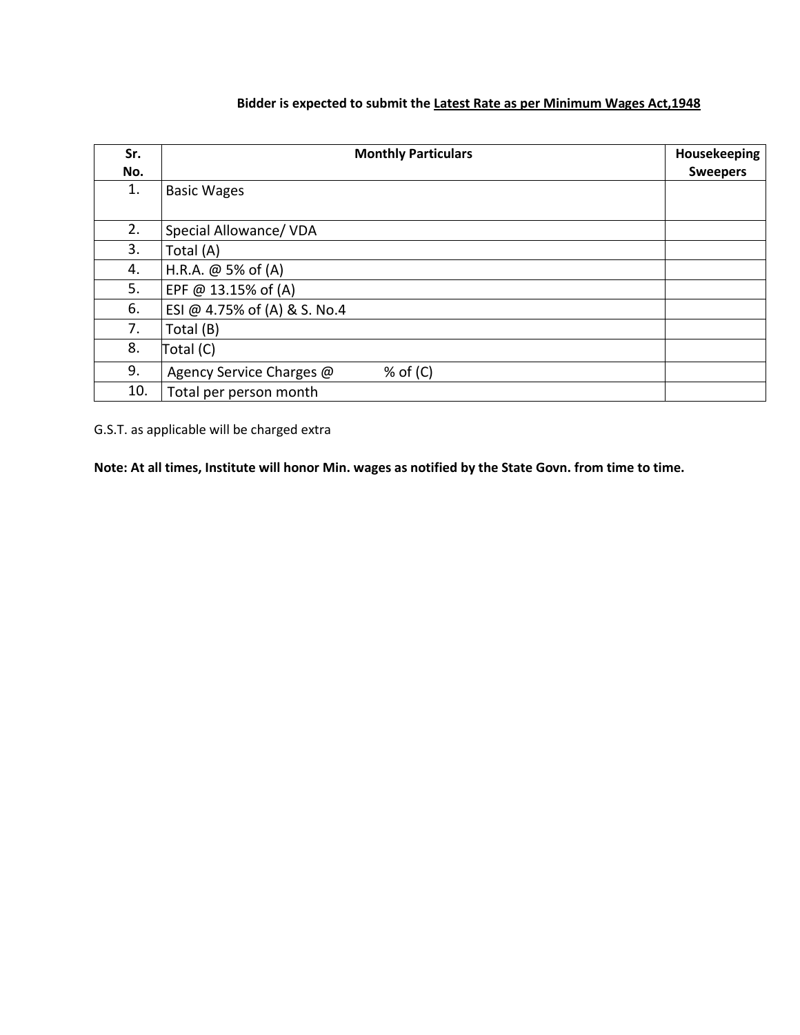**Bidder is expected to submit the <u>Latest Rate as per Minimum Wages Act,1948</u>**

| Sr. No. | Monthly Particulars | Housekeeping Sweepers |
|---|---|---|
| 1. | Basic Wages | |
| 2. | Special Allowance/ VDA | |
| 3. | Total (A) | |
| 4. | H.R.A. @ 5% of (A) | |
| 5. | EPF @ 13.15% of (A) | |
| 6. | ESI @ 4.75% of (A) & S. No.4 | |
| 7. | Total (B) | |
| 8. | Total (C) | |
| 9. | Agency Service Charges @ % of (C) | |
| 10. | Total per person month | |

G.S.T. as applicable will be charged extra

**Note: At all times, Institute will honor Min. wages as notified by the State Govn. from time to time.**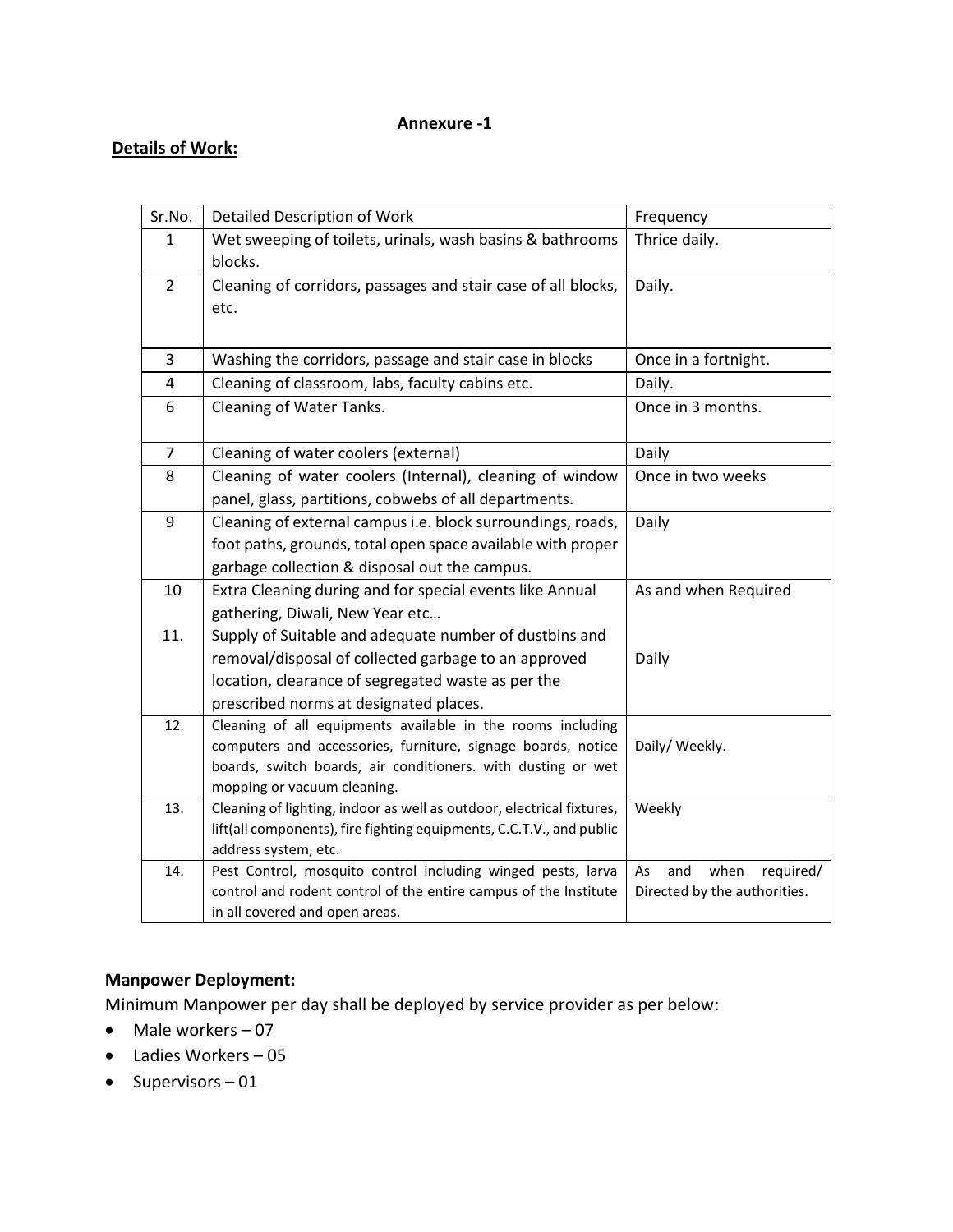**Annexure -1**

**Details of Work:**

| Sr.No. | Detailed Description of Work | Frequency |
|---|---|---|
| 1 | Wet sweeping of toilets, urinals, wash basins & bathrooms blocks. | Thrice daily. |
| 2 | Cleaning of corridors, passages and stair case of all blocks, etc. | Daily. |
| 3 | Washing the corridors, passage and stair case in blocks | Once in a fortnight. |
| 4 | Cleaning of classroom, labs, faculty cabins etc. | Daily. |
| 6 | Cleaning of Water Tanks. | Once in 3 months. |
| 7 | Cleaning of water coolers (external) | Daily |
| 8 | Cleaning of water coolers (Internal), cleaning of window panel, glass, partitions, cobwebs of all departments. | Once in two weeks |
| 9 | Cleaning of external campus i.e. block surroundings, roads, foot paths, grounds, total open space available with proper garbage collection & disposal out the campus. | Daily |
| 10 | Extra Cleaning during and for special events like Annual gathering, Diwali, New Year etc… | As and when Required |
| 11. | Supply of Suitable and adequate number of dustbins and removal/disposal of collected garbage to an approved location, clearance of segregated waste as per the prescribed norms at designated places. | Daily |
| 12. | Cleaning of all equipments available in the rooms including computers and accessories, furniture, signage boards, notice boards, switch boards, air conditioners. with dusting or wet mopping or vacuum cleaning. | Daily/ Weekly. |
| 13. | Cleaning of lighting, indoor as well as outdoor, electrical fixtures, lift(all components), fire fighting equipments, C.C.T.V., and public address system, etc. | Weekly |
| 14. | Pest Control, mosquito control including winged pests, larva control and rodent control of the entire campus of the Institute in all covered and open areas. | As and when required/ Directed by the authorities. |

**Manpower Deployment:**

Minimum Manpower per day shall be deployed by service provider as per below:

- Male workers – 07
- Ladies Workers – 05
- Supervisors – 01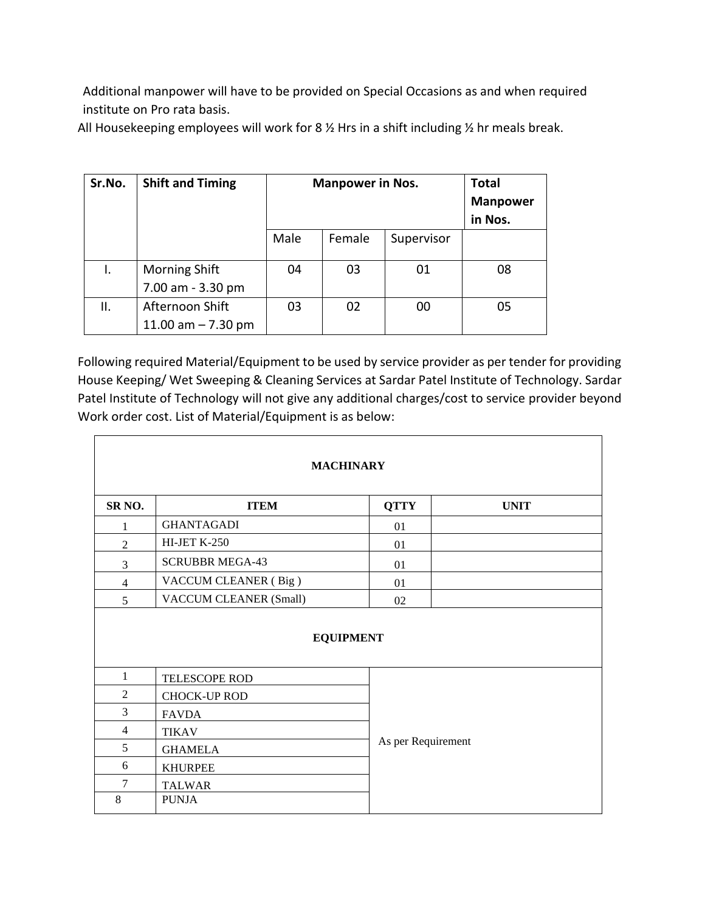Additional manpower will have to be provided on Special Occasions as and when required institute on Pro rata basis.

All Housekeeping employees will work for 8 ½ Hrs in a shift including ½ hr meals break.

| Sr.No. | Shift and Timing | Manpower in Nos. | | | Total Manpower in Nos. |
|---|---|---|---|---|---|
| | | Male | Female | Supervisor | |
| I. | Morning Shift 7.00 am - 3.30 pm | 04 | 03 | 01 | 08 |
| II. | Afternoon Shift 11.00 am – 7.30 pm | 03 | 02 | 00 | 05 |

Following required Material/Equipment to be used by service provider as per tender for providing House Keeping/ Wet Sweeping & Cleaning Services at Sardar Patel Institute of Technology. Sardar Patel Institute of Technology will not give any additional charges/cost to service provider beyond Work order cost. List of Material/Equipment is as below:

| MACHINARY | | | |
|---|---|---|---|
| SR NO. | ITEM | QTTY | UNIT |
| 1 | GHANTAGADI | 01 | |
| 2 | HI-JET K-250 | 01 | |
| 3 | SCRUBBR MEGA-43 | 01 | |
| 4 | VACCUM CLEANER ( Big ) | 01 | |
| 5 | VACCUM CLEANER (Small) | 02 | |
| **EQUIPMENT** | | | |
| 1 | TELESCOPE ROD | As per Requirement | |
| 2 | CHOCK-UP ROD | | |
| 3 | FAVDA | | |
| 4 | TIKAV | | |
| 5 | GHAMELA | | |
| 6 | KHURPEE | | |
| 7 | TALWAR | | |
| 8 | PUNJA | | |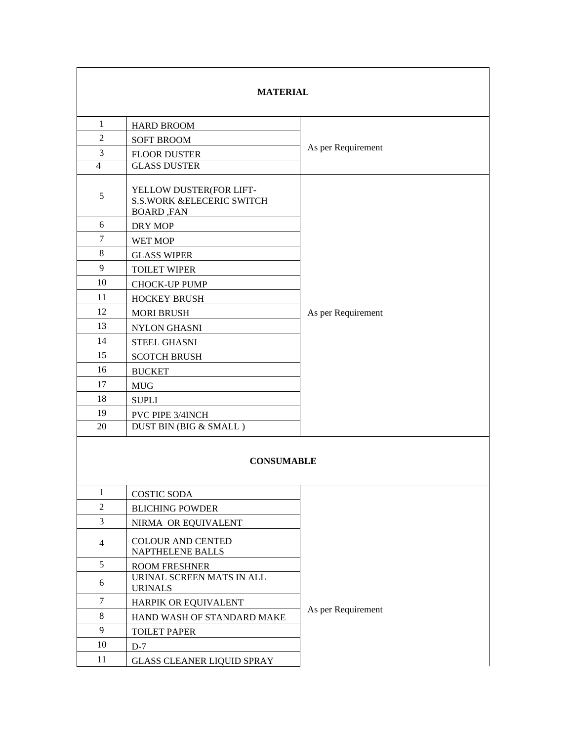| MATERIAL | | |
|---|---|---|
| 1 | HARD BROOM | As per Requirement |
| 2 | SOFT BROOM | |
| 3 | FLOOR DUSTER | |
| 4 | GLASS DUSTER | |
| 5 | YELLOW DUSTER(FOR LIFT-S.S.WORK &ELECERIC SWITCH BOARD ,FAN | As per Requirement |
| 6 | DRY MOP | |
| 7 | WET MOP | |
| 8 | GLASS WIPER | |
| 9 | TOILET WIPER | |
| 10 | CHOCK-UP PUMP | |
| 11 | HOCKEY BRUSH | |
| 12 | MORI BRUSH | |
| 13 | NYLON GHASNI | |
| 14 | STEEL GHASNI | |
| 15 | SCOTCH BRUSH | |
| 16 | BUCKET | |
| 17 | MUG | |
| 18 | SUPLI | |
| 19 | PVC PIPE 3/4INCH | |
| 20 | DUST BIN (BIG & SMALL ) | |
| **CONSUMABLE** | | |
| 1 | COSTIC SODA | As per Requirement |
| 2 | BLICHING POWDER | |
| 3 | NIRMA OR EQUIVALENT | |
| 4 | COLOUR AND CENTED NAPTHELENE BALLS | |
| 5 | ROOM FRESHNER | |
| 6 | URINAL SCREEN MATS IN ALL URINALS | |
| 7 | HARPIK OR EQUIVALENT | |
| 8 | HAND WASH OF STANDARD MAKE | |
| 9 | TOILET PAPER | |
| 10 | D-7 | |
| 11 | GLASS CLEANER LIQUID SPRAY | |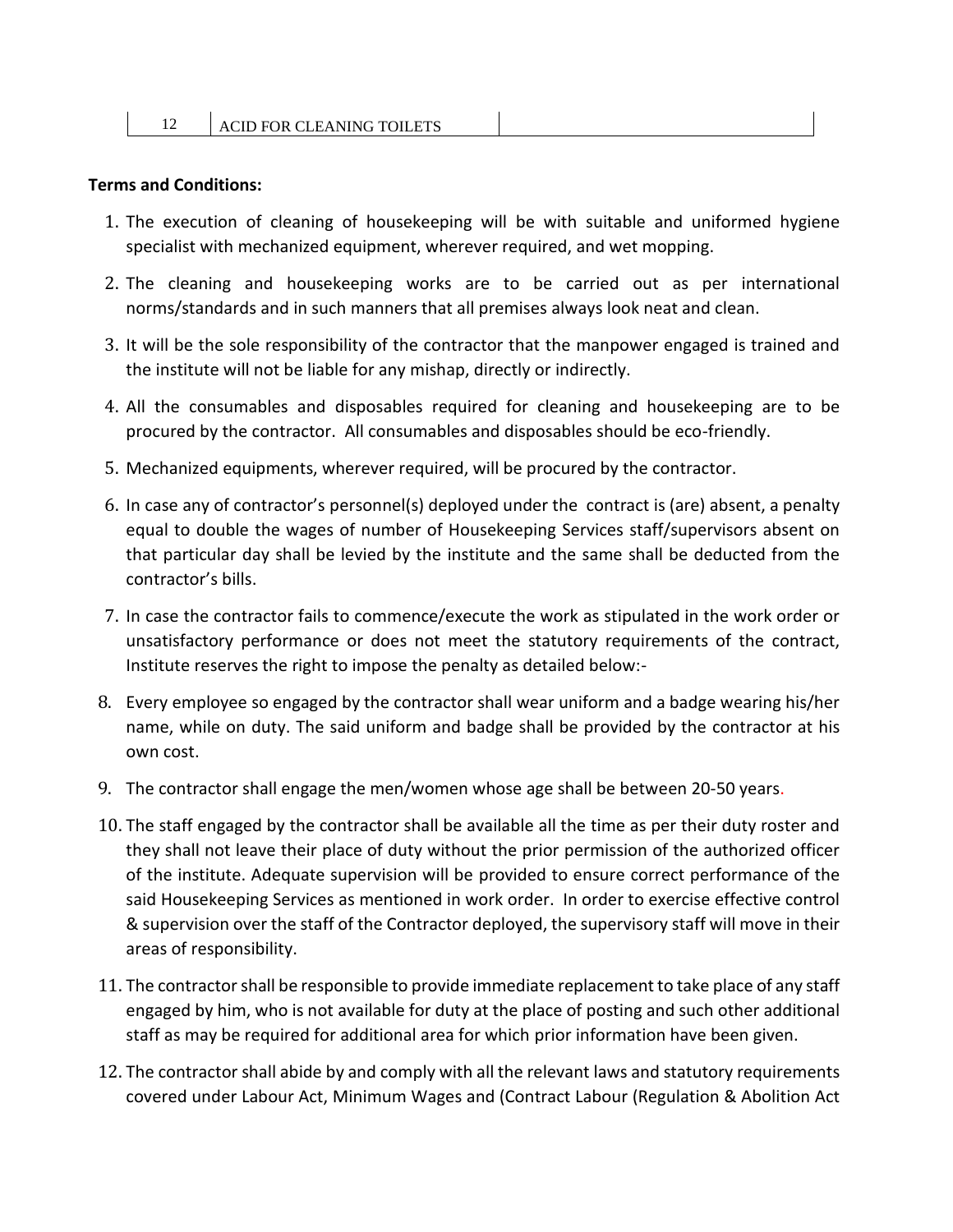| 12 | ACID FOR CLEANING TOILETS | |
|---|---|---|

**Terms and Conditions:**

1. The execution of cleaning of housekeeping will be with suitable and uniformed hygiene specialist with mechanized equipment, wherever required, and wet mopping.
2. The cleaning and housekeeping works are to be carried out as per international norms/standards and in such manners that all premises always look neat and clean.
3. It will be the sole responsibility of the contractor that the manpower engaged is trained and the institute will not be liable for any mishap, directly or indirectly.
4. All the consumables and disposables required for cleaning and housekeeping are to be procured by the contractor. All consumables and disposables should be eco-friendly.
5. Mechanized equipments, wherever required, will be procured by the contractor.
6. In case any of contractor's personnel(s) deployed under the contract is (are) absent, a penalty equal to double the wages of number of Housekeeping Services staff/supervisors absent on that particular day shall be levied by the institute and the same shall be deducted from the contractor's bills.
7. In case the contractor fails to commence/execute the work as stipulated in the work order or unsatisfactory performance or does not meet the statutory requirements of the contract, Institute reserves the right to impose the penalty as detailed below:-
8. Every employee so engaged by the contractor shall wear uniform and a badge wearing his/her name, while on duty. The said uniform and badge shall be provided by the contractor at his own cost.
9. The contractor shall engage the men/women whose age shall be between 20-50 years.
10. The staff engaged by the contractor shall be available all the time as per their duty roster and they shall not leave their place of duty without the prior permission of the authorized officer of the institute. Adequate supervision will be provided to ensure correct performance of the said Housekeeping Services as mentioned in work order. In order to exercise effective control & supervision over the staff of the Contractor deployed, the supervisory staff will move in their areas of responsibility.
11. The contractor shall be responsible to provide immediate replacement to take place of any staff engaged by him, who is not available for duty at the place of posting and such other additional staff as may be required for additional area for which prior information have been given.
12. The contractor shall abide by and comply with all the relevant laws and statutory requirements covered under Labour Act, Minimum Wages and (Contract Labour (Regulation & Abolition Act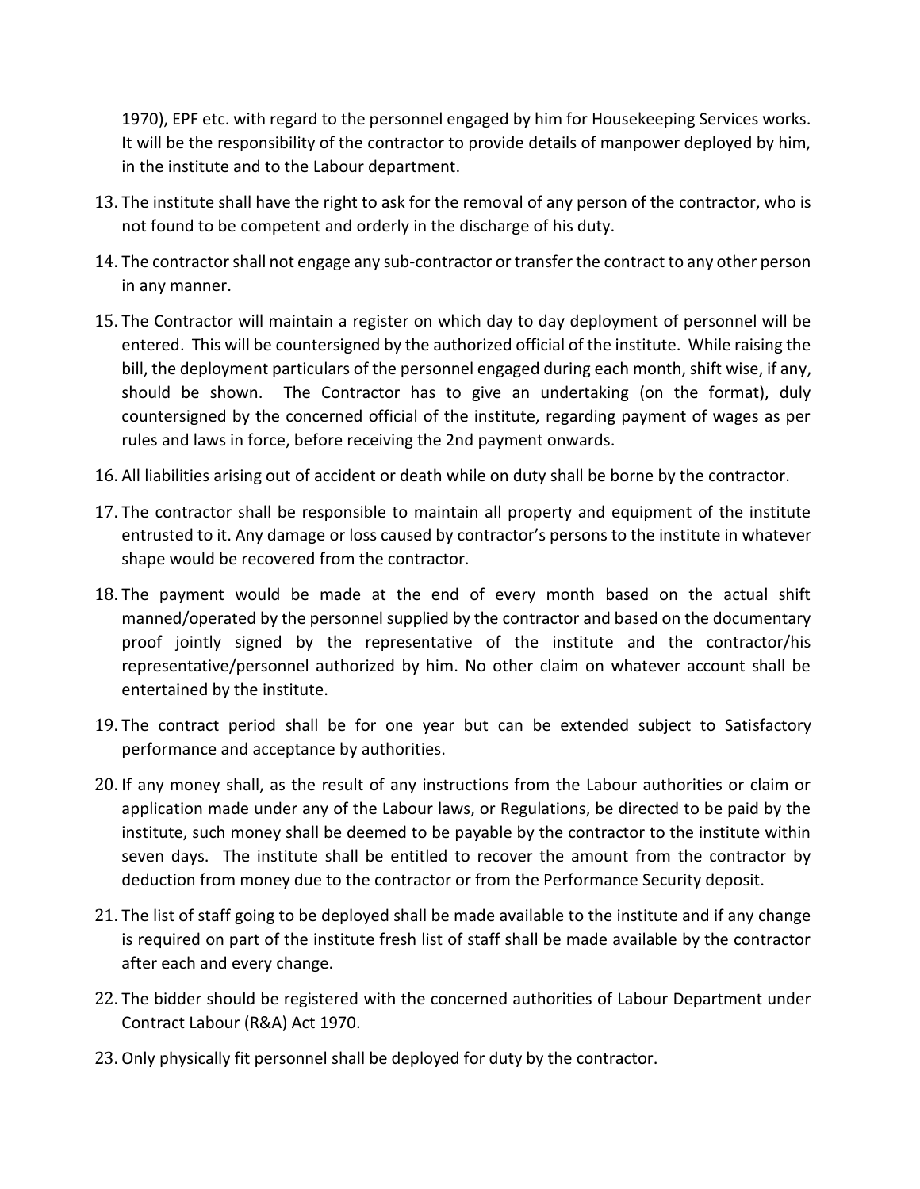1970), EPF etc. with regard to the personnel engaged by him for Housekeeping Services works. It will be the responsibility of the contractor to provide details of manpower deployed by him, in the institute and to the Labour department.

13. The institute shall have the right to ask for the removal of any person of the contractor, who is not found to be competent and orderly in the discharge of his duty.

14. The contractor shall not engage any sub-contractor or transfer the contract to any other person in any manner.

15. The Contractor will maintain a register on which day to day deployment of personnel will be entered. This will be countersigned by the authorized official of the institute. While raising the bill, the deployment particulars of the personnel engaged during each month, shift wise, if any, should be shown. The Contractor has to give an undertaking (on the format), duly countersigned by the concerned official of the institute, regarding payment of wages as per rules and laws in force, before receiving the 2nd payment onwards.

16. All liabilities arising out of accident or death while on duty shall be borne by the contractor.

17. The contractor shall be responsible to maintain all property and equipment of the institute entrusted to it. Any damage or loss caused by contractor's persons to the institute in whatever shape would be recovered from the contractor.

18. The payment would be made at the end of every month based on the actual shift manned/operated by the personnel supplied by the contractor and based on the documentary proof jointly signed by the representative of the institute and the contractor/his representative/personnel authorized by him. No other claim on whatever account shall be entertained by the institute.

19. The contract period shall be for one year but can be extended subject to Satisfactory performance and acceptance by authorities.

20. If any money shall, as the result of any instructions from the Labour authorities or claim or application made under any of the Labour laws, or Regulations, be directed to be paid by the institute, such money shall be deemed to be payable by the contractor to the institute within seven days. The institute shall be entitled to recover the amount from the contractor by deduction from money due to the contractor or from the Performance Security deposit.

21. The list of staff going to be deployed shall be made available to the institute and if any change is required on part of the institute fresh list of staff shall be made available by the contractor after each and every change.

22. The bidder should be registered with the concerned authorities of Labour Department under Contract Labour (R&A) Act 1970.

23. Only physically fit personnel shall be deployed for duty by the contractor.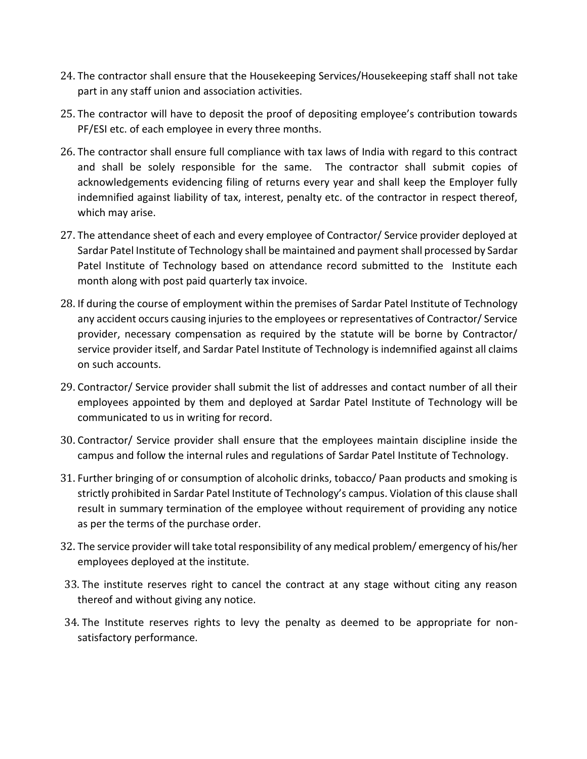24. The contractor shall ensure that the Housekeeping Services/Housekeeping staff shall not take part in any staff union and association activities.
25. The contractor will have to deposit the proof of depositing employee's contribution towards PF/ESI etc. of each employee in every three months.
26. The contractor shall ensure full compliance with tax laws of India with regard to this contract and shall be solely responsible for the same. The contractor shall submit copies of acknowledgements evidencing filing of returns every year and shall keep the Employer fully indemnified against liability of tax, interest, penalty etc. of the contractor in respect thereof, which may arise.
27. The attendance sheet of each and every employee of Contractor/ Service provider deployed at Sardar Patel Institute of Technology shall be maintained and payment shall processed by Sardar Patel Institute of Technology based on attendance record submitted to the Institute each month along with post paid quarterly tax invoice.
28. If during the course of employment within the premises of Sardar Patel Institute of Technology any accident occurs causing injuries to the employees or representatives of Contractor/ Service provider, necessary compensation as required by the statute will be borne by Contractor/ service provider itself, and Sardar Patel Institute of Technology is indemnified against all claims on such accounts.
29. Contractor/ Service provider shall submit the list of addresses and contact number of all their employees appointed by them and deployed at Sardar Patel Institute of Technology will be communicated to us in writing for record.
30. Contractor/ Service provider shall ensure that the employees maintain discipline inside the campus and follow the internal rules and regulations of Sardar Patel Institute of Technology.
31. Further bringing of or consumption of alcoholic drinks, tobacco/ Paan products and smoking is strictly prohibited in Sardar Patel Institute of Technology's campus. Violation of this clause shall result in summary termination of the employee without requirement of providing any notice as per the terms of the purchase order.
32. The service provider will take total responsibility of any medical problem/ emergency of his/her employees deployed at the institute.
33. The institute reserves right to cancel the contract at any stage without citing any reason thereof and without giving any notice.
34. The Institute reserves rights to levy the penalty as deemed to be appropriate for non-satisfactory performance.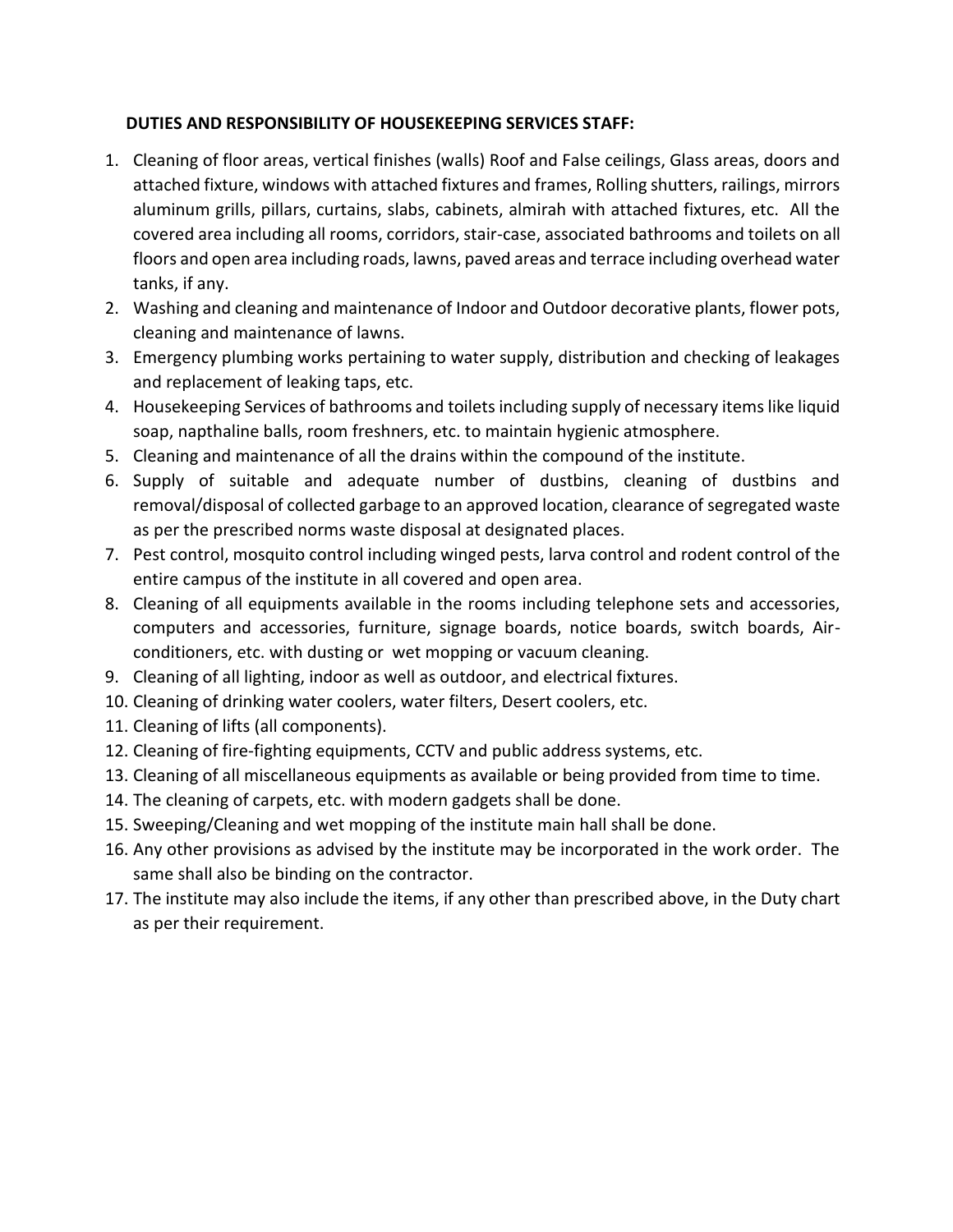**DUTIES AND RESPONSIBILITY OF HOUSEKEEPING SERVICES STAFF:**

1. Cleaning of floor areas, vertical finishes (walls) Roof and False ceilings, Glass areas, doors and attached fixture, windows with attached fixtures and frames, Rolling shutters, railings, mirrors aluminum grills, pillars, curtains, slabs, cabinets, almirah with attached fixtures, etc. All the covered area including all rooms, corridors, stair-case, associated bathrooms and toilets on all floors and open area including roads, lawns, paved areas and terrace including overhead water tanks, if any.
2. Washing and cleaning and maintenance of Indoor and Outdoor decorative plants, flower pots, cleaning and maintenance of lawns.
3. Emergency plumbing works pertaining to water supply, distribution and checking of leakages and replacement of leaking taps, etc.
4. Housekeeping Services of bathrooms and toilets including supply of necessary items like liquid soap, napthaline balls, room freshners, etc. to maintain hygienic atmosphere.
5. Cleaning and maintenance of all the drains within the compound of the institute.
6. Supply of suitable and adequate number of dustbins, cleaning of dustbins and removal/disposal of collected garbage to an approved location, clearance of segregated waste as per the prescribed norms waste disposal at designated places.
7. Pest control, mosquito control including winged pests, larva control and rodent control of the entire campus of the institute in all covered and open area.
8. Cleaning of all equipments available in the rooms including telephone sets and accessories, computers and accessories, furniture, signage boards, notice boards, switch boards, Air-conditioners, etc. with dusting or wet mopping or vacuum cleaning.
9. Cleaning of all lighting, indoor as well as outdoor, and electrical fixtures.
10. Cleaning of drinking water coolers, water filters, Desert coolers, etc.
11. Cleaning of lifts (all components).
12. Cleaning of fire-fighting equipments, CCTV and public address systems, etc.
13. Cleaning of all miscellaneous equipments as available or being provided from time to time.
14. The cleaning of carpets, etc. with modern gadgets shall be done.
15. Sweeping/Cleaning and wet mopping of the institute main hall shall be done.
16. Any other provisions as advised by the institute may be incorporated in the work order. The same shall also be binding on the contractor.
17. The institute may also include the items, if any other than prescribed above, in the Duty chart as per their requirement.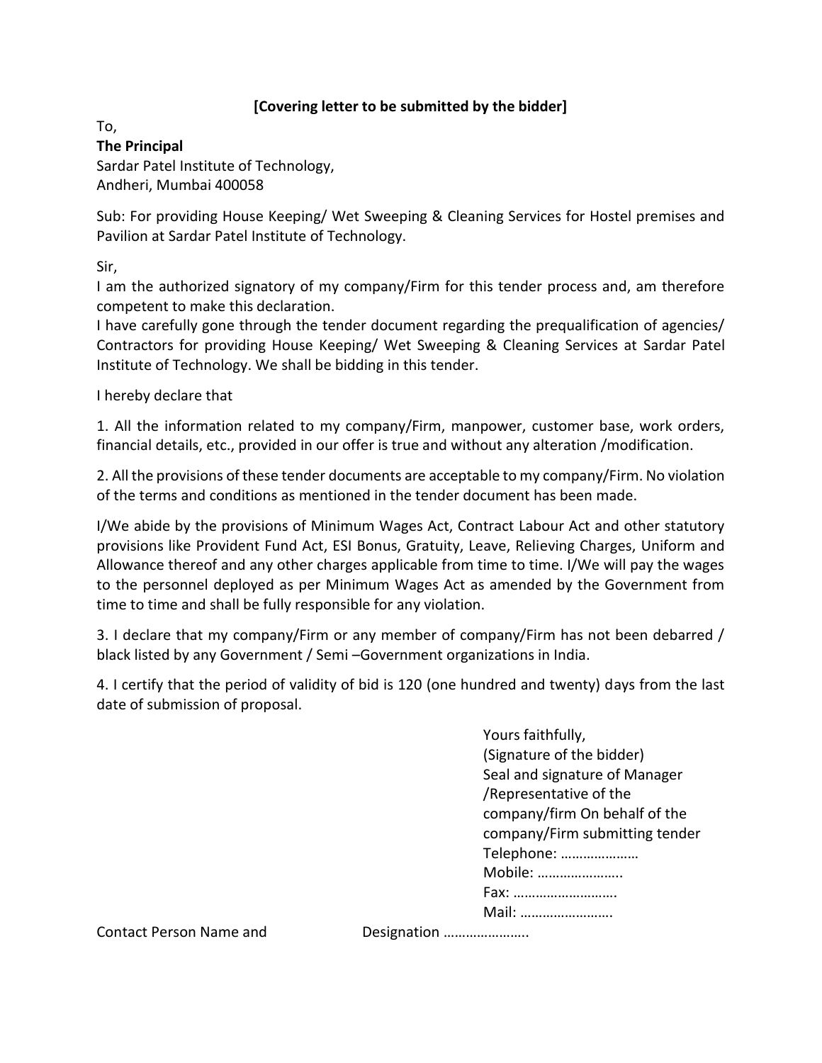**[Covering letter to be submitted by the bidder]**

To,

**The Principal**
Sardar Patel Institute of Technology,
Andheri, Mumbai 400058

Sub: For providing House Keeping/ Wet Sweeping & Cleaning Services for Hostel premises and Pavilion at Sardar Patel Institute of Technology.

Sir,

I am the authorized signatory of my company/Firm for this tender process and, am therefore competent to make this declaration.

I have carefully gone through the tender document regarding the prequalification of agencies/ Contractors for providing House Keeping/ Wet Sweeping & Cleaning Services at Sardar Patel Institute of Technology. We shall be bidding in this tender.

I hereby declare that

1. All the information related to my company/Firm, manpower, customer base, work orders, financial details, etc., provided in our offer is true and without any alteration /modification.

2. All the provisions of these tender documents are acceptable to my company/Firm. No violation of the terms and conditions as mentioned in the tender document has been made.

I/We abide by the provisions of Minimum Wages Act, Contract Labour Act and other statutory provisions like Provident Fund Act, ESI Bonus, Gratuity, Leave, Relieving Charges, Uniform and Allowance thereof and any other charges applicable from time to time. I/We will pay the wages to the personnel deployed as per Minimum Wages Act as amended by the Government from time to time and shall be fully responsible for any violation.

3. I declare that my company/Firm or any member of company/Firm has not been debarred / black listed by any Government / Semi –Government organizations in India.

4. I certify that the period of validity of bid is 120 (one hundred and twenty) days from the last date of submission of proposal.

Yours faithfully,
(Signature of the bidder)
Seal and signature of Manager /Representative of the company/firm On behalf of the company/Firm submitting tender
Telephone: …………………
Mobile: …………………..
Fax: ……………………….
Mail: …………………….

Contact Person Name and Designation …………………..